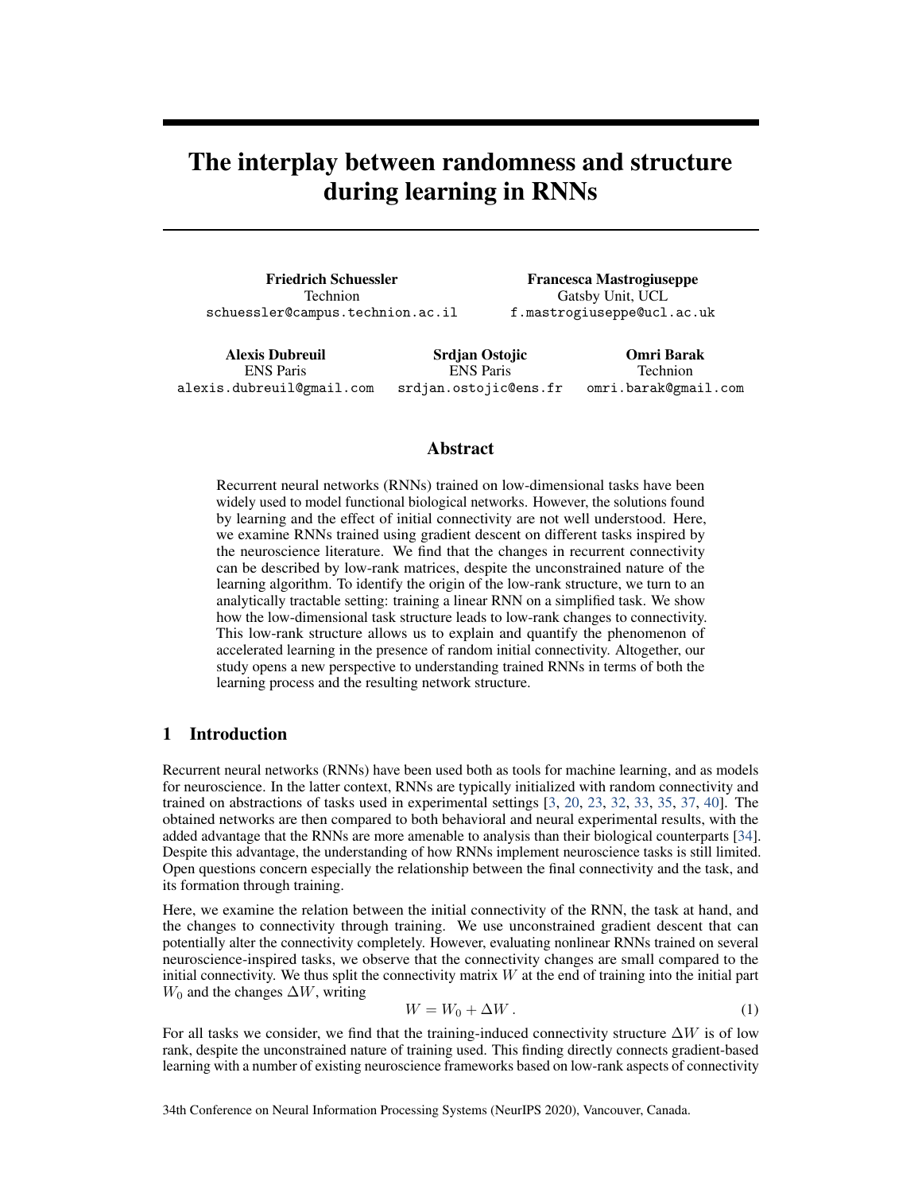# The interplay between randomness and structure during learning in RNNs

**Friedrich Schuessler**
Technion
schuessler@campus.technion.ac.il

**Francesca Mastrogiuseppe**
Gatsby Unit, UCL
f.mastrogiuseppe@ucl.ac.uk

**Alexis Dubreuil**
ENS Paris
alexis.dubreuil@gmail.com

**Srdjan Ostojic**
ENS Paris
srdjan.ostojic@ens.fr

**Omri Barak**
Technion
omri.barak@gmail.com

## Abstract

Recurrent neural networks (RNNs) trained on low-dimensional tasks have been widely used to model functional biological networks. However, the solutions found by learning and the effect of initial connectivity are not well understood. Here, we examine RNNs trained using gradient descent on different tasks inspired by the neuroscience literature. We find that the changes in recurrent connectivity can be described by low-rank matrices, despite the unconstrained nature of the learning algorithm. To identify the origin of the low-rank structure, we turn to an analytically tractable setting: training a linear RNN on a simplified task. We show how the low-dimensional task structure leads to low-rank changes to connectivity. This low-rank structure allows us to explain and quantify the phenomenon of accelerated learning in the presence of random initial connectivity. Altogether, our study opens a new perspective to understanding trained RNNs in terms of both the learning process and the resulting network structure.

## 1 Introduction

Recurrent neural networks (RNNs) have been used both as tools for machine learning, and as models for neuroscience. In the latter context, RNNs are typically initialized with random connectivity and trained on abstractions of tasks used in experimental settings [3, 20, 23, 32, 33, 35, 37, 40]. The obtained networks are then compared to both behavioral and neural experimental results, with the added advantage that the RNNs are more amenable to analysis than their biological counterparts [34]. Despite this advantage, the understanding of how RNNs implement neuroscience tasks is still limited. Open questions concern especially the relationship between the final connectivity and the task, and its formation through training.

Here, we examine the relation between the initial connectivity of the RNN, the task at hand, and the changes to connectivity through training. We use unconstrained gradient descent that can potentially alter the connectivity completely. However, evaluating nonlinear RNNs trained on several neuroscience-inspired tasks, we observe that the connectivity changes are small compared to the initial connectivity. We thus split the connectivity matrix $W$ at the end of training into the initial part $W_0$ and the changes $\Delta W$, writing

$$W = W_0 + \Delta W \,. \tag{1}$$

For all tasks we consider, we find that the training-induced connectivity structure $\Delta W$ is of low rank, despite the unconstrained nature of training used. This finding directly connects gradient-based learning with a number of existing neuroscience frameworks based on low-rank aspects of connectivity

34th Conference on Neural Information Processing Systems (NeurIPS 2020), Vancouver, Canada.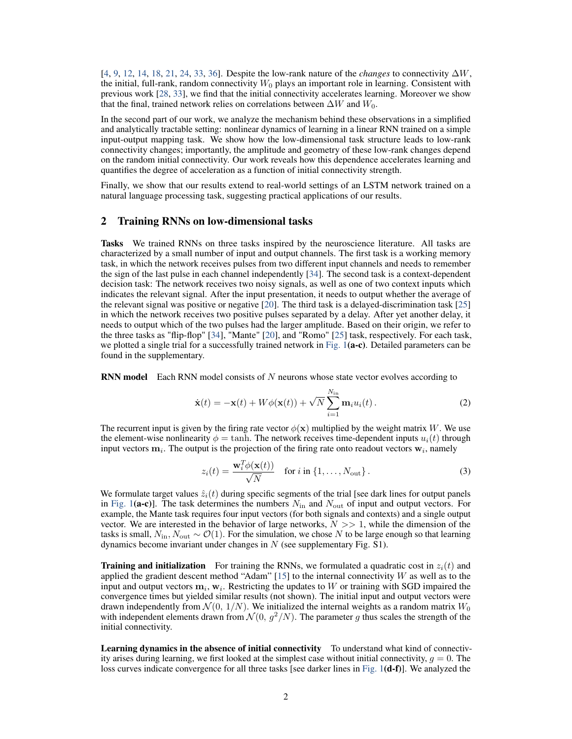[4, 9, 12, 14, 18, 21, 24, 33, 36]. Despite the low-rank nature of the *changes* to connectivity $\Delta W$, the initial, full-rank, random connectivity $W_0$ plays an important role in learning. Consistent with previous work [28, 33], we find that the initial connectivity accelerates learning. Moreover we show that the final, trained network relies on correlations between $\Delta W$ and $W_0$.

In the second part of our work, we analyze the mechanism behind these observations in a simplified and analytically tractable setting: nonlinear dynamics of learning in a linear RNN trained on a simple input-output mapping task. We show how the low-dimensional task structure leads to low-rank connectivity changes; importantly, the amplitude and geometry of these low-rank changes depend on the random initial connectivity. Our work reveals how this dependence accelerates learning and quantifies the degree of acceleration as a function of initial connectivity strength.

Finally, we show that our results extend to real-world settings of an LSTM network trained on a natural language processing task, suggesting practical applications of our results.

## 2 Training RNNs on low-dimensional tasks

**Tasks** We trained RNNs on three tasks inspired by the neuroscience literature. All tasks are characterized by a small number of input and output channels. The first task is a working memory task, in which the network receives pulses from two different input channels and needs to remember the sign of the last pulse in each channel independently [34]. The second task is a context-dependent decision task: The network receives two noisy signals, as well as one of two context inputs which indicates the relevant signal. After the input presentation, it needs to output whether the average of the relevant signal was positive or negative [20]. The third task is a delayed-discrimination task [25] in which the network receives two positive pulses separated by a delay. After yet another delay, it needs to output which of the two pulses had the larger amplitude. Based on their origin, we refer to the three tasks as "flip-flop" [34], "Mante" [20], and "Romo" [25] task, respectively. For each task, we plotted a single trial for a successfully trained network in Fig. 1**(a-c)**. Detailed parameters can be found in the supplementary.

**RNN model** Each RNN model consists of $N$ neurons whose state vector evolves according to

$$\dot{\mathbf{x}}(t) = -\mathbf{x}(t) + W\phi(\mathbf{x}(t)) + \sqrt{N}\sum_{i=1}^{N_{\text{in}}} \mathbf{m}_i u_i(t)\,. \tag{2}$$

The recurrent input is given by the firing rate vector $\phi(\mathbf{x})$ multiplied by the weight matrix $W$. We use the element-wise nonlinearity $\phi = \tanh$. The network receives time-dependent inputs $u_i(t)$ through input vectors $\mathbf{m}_i$. The output is the projection of the firing rate onto readout vectors $\mathbf{w}_i$, namely

$$z_i(t) = \frac{\mathbf{w}_i^T \phi(\mathbf{x}(t))}{\sqrt{N}} \quad \text{for } i \text{ in } \{1, \ldots, N_{\text{out}}\}\,. \tag{3}$$

We formulate target values $\hat{z}_i(t)$ during specific segments of the trial [see dark lines for output panels in Fig. 1**(a-c)**]. The task determines the numbers $N_{\text{in}}$ and $N_{\text{out}}$ of input and output vectors. For example, the Mante task requires four input vectors (for both signals and contexts) and a single output vector. We are interested in the behavior of large networks, $N >> 1$, while the dimension of the tasks is small, $N_{\text{in}}, N_{\text{out}} \sim \mathcal{O}(1)$. For the simulation, we chose $N$ to be large enough so that learning dynamics become invariant under changes in $N$ (see supplementary Fig. S1).

**Training and initialization** For training the RNNs, we formulated a quadratic cost in $z_i(t)$ and applied the gradient descent method "Adam" [15] to the internal connectivity $W$ as well as to the input and output vectors $\mathbf{m}_i$, $\mathbf{w}_i$. Restricting the updates to $W$ or training with SGD impaired the convergence times but yielded similar results (not shown). The initial input and output vectors were drawn independently from $\mathcal{N}(0,\, 1/N)$. We initialized the internal weights as a random matrix $W_0$ with independent elements drawn from $\mathcal{N}(0,\, g^2/N)$. The parameter $g$ thus scales the strength of the initial connectivity.

**Learning dynamics in the absence of initial connectivity** To understand what kind of connectivity arises during learning, we first looked at the simplest case without initial connectivity, $g = 0$. The loss curves indicate convergence for all three tasks [see darker lines in Fig. 1**(d-f)**]. We analyzed the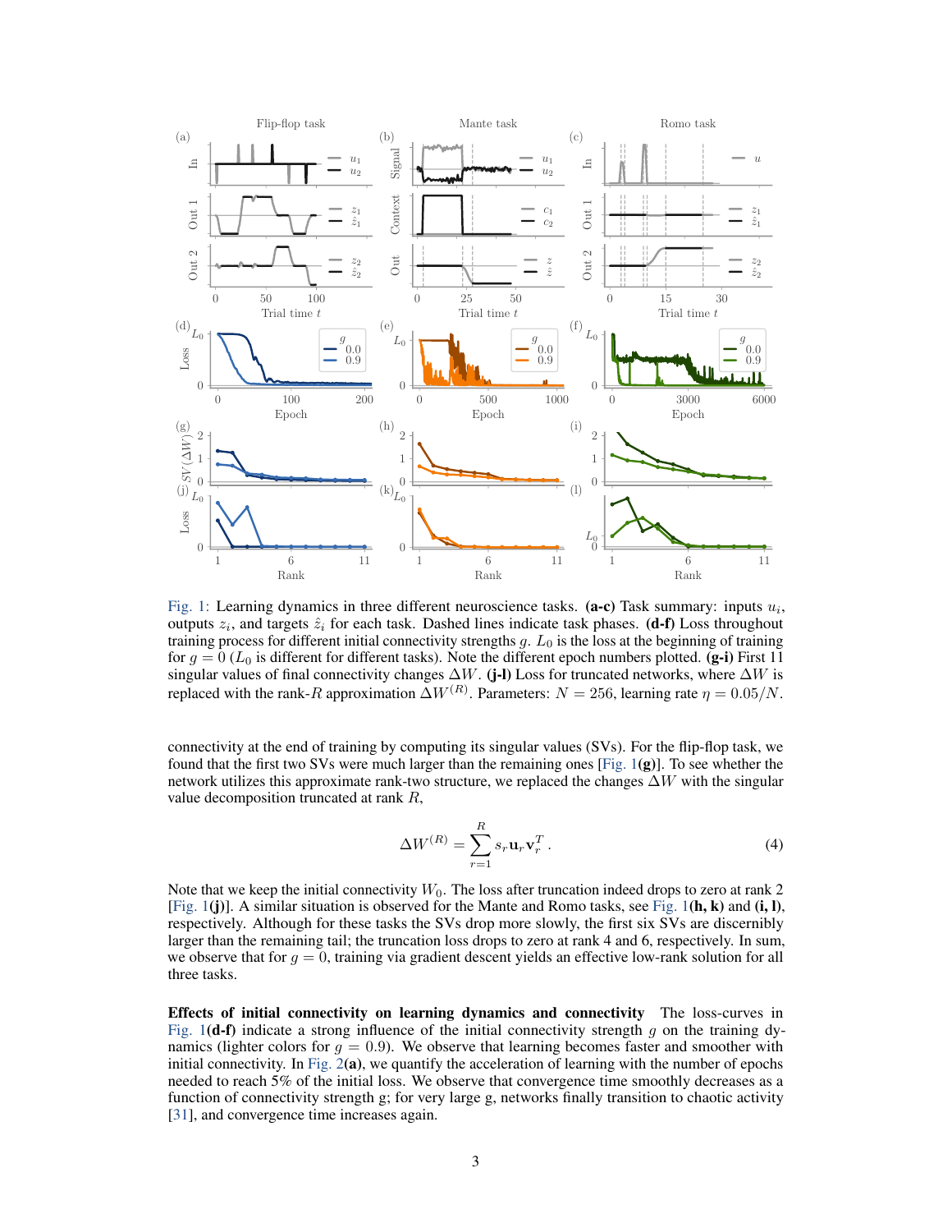Fig. 1: Learning dynamics in three different neuroscience tasks. **(a-c)** Task summary: inputs $u_i$, outputs $z_i$, and targets $\hat{z}_i$ for each task. Dashed lines indicate task phases. **(d-f)** Loss throughout training process for different initial connectivity strengths $g$. $L_0$ is the loss at the beginning of training for $g = 0$ ($L_0$ is different for different tasks). Note the different epoch numbers plotted. **(g-i)** First 11 singular values of final connectivity changes $\Delta W$. **(j-l)** Loss for truncated networks, where $\Delta W$ is replaced with the rank-$R$ approximation $\Delta W^{(R)}$. Parameters: $N = 256$, learning rate $\eta = 0.05/N$.

connectivity at the end of training by computing its singular values (SVs). For the flip-flop task, we found that the first two SVs were much larger than the remaining ones [Fig. 1**(g)**]. To see whether the network utilizes this approximate rank-two structure, we replaced the changes $\Delta W$ with the singular value decomposition truncated at rank $R$,

$$\Delta W^{(R)} = \sum_{r=1}^{R} s_r \mathbf{u}_r \mathbf{v}_r^T . \tag{4}$$

Note that we keep the initial connectivity $W_0$. The loss after truncation indeed drops to zero at rank 2 [Fig. 1**(j)**]. A similar situation is observed for the Mante and Romo tasks, see Fig. 1**(h, k)** and **(i, l)**, respectively. Although for these tasks the SVs drop more slowly, the first six SVs are discernibly larger than the remaining tail; the truncation loss drops to zero at rank 4 and 6, respectively. In sum, we observe that for $g = 0$, training via gradient descent yields an effective low-rank solution for all three tasks.

**Effects of initial connectivity on learning dynamics and connectivity** The loss-curves in Fig. 1**(d-f)** indicate a strong influence of the initial connectivity strength $g$ on the training dynamics (lighter colors for $g = 0.9$). We observe that learning becomes faster and smoother with initial connectivity. In Fig. 2**(a)**, we quantify the acceleration of learning with the number of epochs needed to reach 5% of the initial loss. We observe that convergence time smoothly decreases as a function of connectivity strength g; for very large g, networks finally transition to chaotic activity [31], and convergence time increases again.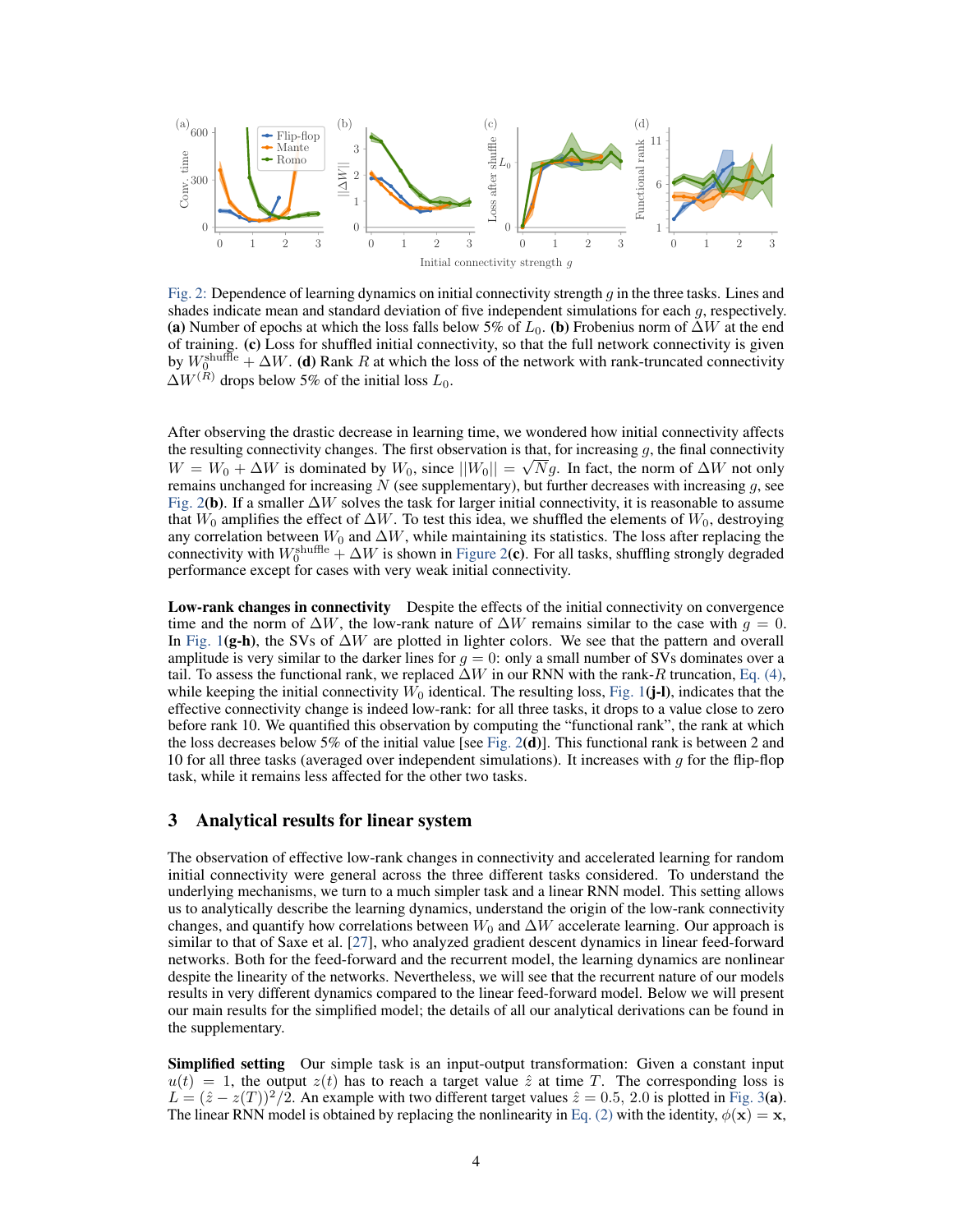Fig. 2: Dependence of learning dynamics on initial connectivity strength $g$ in the three tasks. Lines and shades indicate mean and standard deviation of five independent simulations for each $g$, respectively. **(a)** Number of epochs at which the loss falls below 5% of $L_0$. **(b)** Frobenius norm of $\Delta W$ at the end of training. **(c)** Loss for shuffled initial connectivity, so that the full network connectivity is given by $W_0^{\mathrm{shuffle}} + \Delta W$. **(d)** Rank $R$ at which the loss of the network with rank-truncated connectivity $\Delta W^{(R)}$ drops below 5% of the initial loss $L_0$.

After observing the drastic decrease in learning time, we wondered how initial connectivity affects the resulting connectivity changes. The first observation is that, for increasing $g$, the final connectivity $W = W_0 + \Delta W$ is dominated by $W_0$, since $||W_0|| = \sqrt{N}g$. In fact, the norm of $\Delta W$ not only remains unchanged for increasing $N$ (see supplementary), but further decreases with increasing $g$, see Fig. 2**(b)**. If a smaller $\Delta W$ solves the task for larger initial connectivity, it is reasonable to assume that $W_0$ amplifies the effect of $\Delta W$. To test this idea, we shuffled the elements of $W_0$, destroying any correlation between $W_0$ and $\Delta W$, while maintaining its statistics. The loss after replacing the connectivity with $W_0^{\mathrm{shuffle}} + \Delta W$ is shown in Figure 2**(c)**. For all tasks, shuffling strongly degraded performance except for cases with very weak initial connectivity.

**Low-rank changes in connectivity** Despite the effects of the initial connectivity on convergence time and the norm of $\Delta W$, the low-rank nature of $\Delta W$ remains similar to the case with $g = 0$. In Fig. 1**(g-h)**, the SVs of $\Delta W$ are plotted in lighter colors. We see that the pattern and overall amplitude is very similar to the darker lines for $g = 0$: only a small number of SVs dominates over a tail. To assess the functional rank, we replaced $\Delta W$ in our RNN with the rank-$R$ truncation, Eq. (4), while keeping the initial connectivity $W_0$ identical. The resulting loss, Fig. 1**(j-l)**, indicates that the effective connectivity change is indeed low-rank: for all three tasks, it drops to a value close to zero before rank 10. We quantified this observation by computing the "functional rank", the rank at which the loss decreases below 5% of the initial value [see Fig. 2**(d)**]. This functional rank is between 2 and 10 for all three tasks (averaged over independent simulations). It increases with $g$ for the flip-flop task, while it remains less affected for the other two tasks.

## 3 Analytical results for linear system

The observation of effective low-rank changes in connectivity and accelerated learning for random initial connectivity were general across the three different tasks considered. To understand the underlying mechanisms, we turn to a much simpler task and a linear RNN model. This setting allows us to analytically describe the learning dynamics, understand the origin of the low-rank connectivity changes, and quantify how correlations between $W_0$ and $\Delta W$ accelerate learning. Our approach is similar to that of Saxe et al. [27], who analyzed gradient descent dynamics in linear feed-forward networks. Both for the feed-forward and the recurrent model, the learning dynamics are nonlinear despite the linearity of the networks. Nevertheless, we will see that the recurrent nature of our models results in very different dynamics compared to the linear feed-forward model. Below we will present our main results for the simplified model; the details of all our analytical derivations can be found in the supplementary.

**Simplified setting** Our simple task is an input-output transformation: Given a constant input $u(t) = 1$, the output $z(t)$ has to reach a target value $\hat{z}$ at time $T$. The corresponding loss is $L = (\hat{z} - z(T))^2/2$. An example with two different target values $\hat{z} = 0.5, 2.0$ is plotted in Fig. 3**(a)**. The linear RNN model is obtained by replacing the nonlinearity in Eq. (2) with the identity, $\phi(\mathbf{x}) = \mathbf{x}$,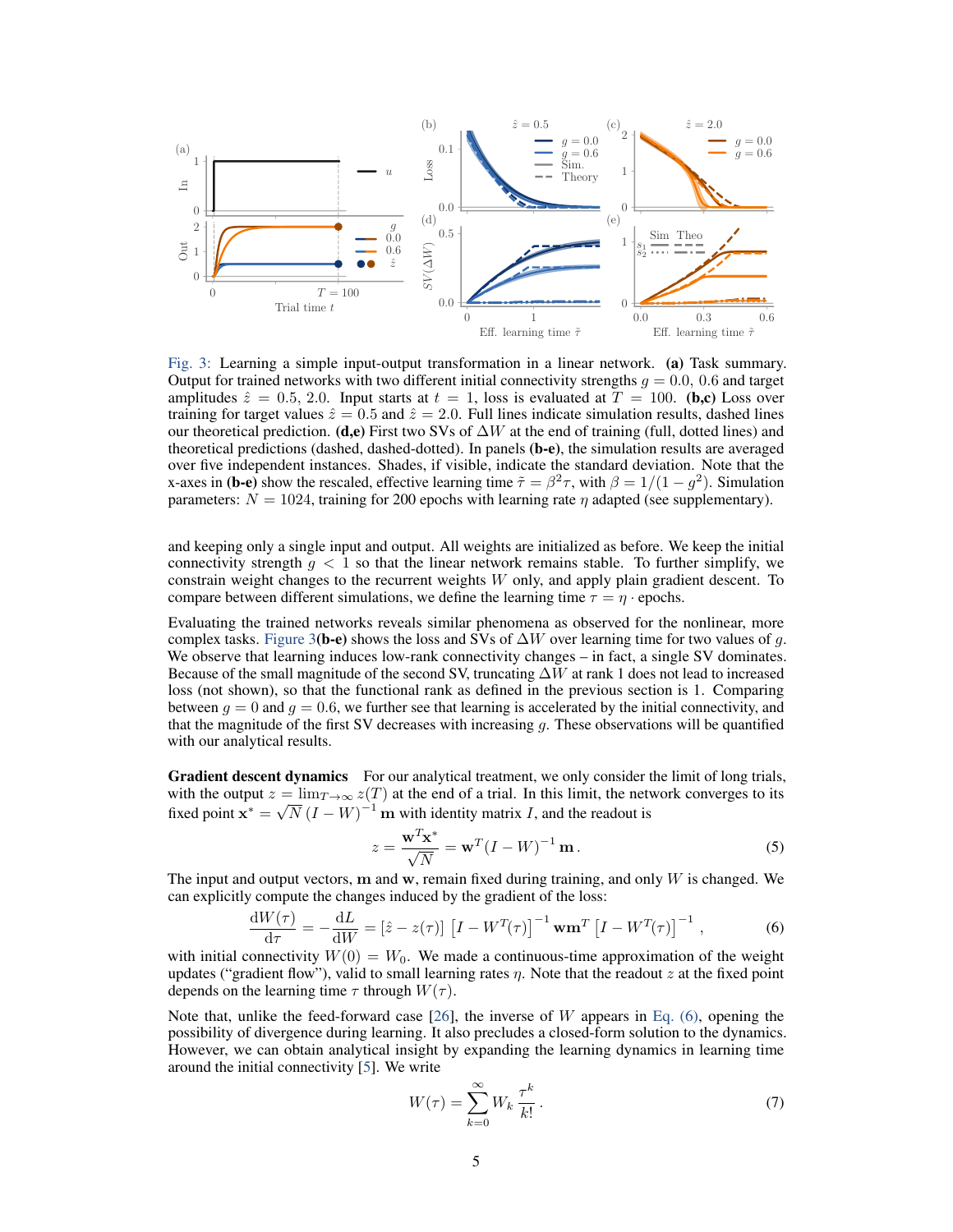Fig. 3: Learning a simple input-output transformation in a linear network. **(a)** Task summary. Output for trained networks with two different initial connectivity strengths $g = 0.0$, $0.6$ and target amplitudes $\hat{z} = 0.5$, $2.0$. Input starts at $t = 1$, loss is evaluated at $T = 100$. **(b,c)** Loss over training for target values $\hat{z} = 0.5$ and $\hat{z} = 2.0$. Full lines indicate simulation results, dashed lines our theoretical prediction. **(d,e)** First two SVs of $\Delta W$ at the end of training (full, dotted lines) and theoretical predictions (dashed, dashed-dotted). In panels **(b-e)**, the simulation results are averaged over five independent instances. Shades, if visible, indicate the standard deviation. Note that the x-axes in **(b-e)** show the rescaled, effective learning time $\tilde{\tau} = \beta^2 \tau$, with $\beta = 1/(1 - g^2)$. Simulation parameters: $N = 1024$, training for 200 epochs with learning rate $\eta$ adapted (see supplementary).

and keeping only a single input and output. All weights are initialized as before. We keep the initial connectivity strength $g < 1$ so that the linear network remains stable. To further simplify, we constrain weight changes to the recurrent weights $W$ only, and apply plain gradient descent. To compare between different simulations, we define the learning time $\tau = \eta \cdot$ epochs.

Evaluating the trained networks reveals similar phenomena as observed for the nonlinear, more complex tasks. Figure 3**(b-e)** shows the loss and SVs of $\Delta W$ over learning time for two values of $g$. We observe that learning induces low-rank connectivity changes – in fact, a single SV dominates. Because of the small magnitude of the second SV, truncating $\Delta W$ at rank 1 does not lead to increased loss (not shown), so that the functional rank as defined in the previous section is 1. Comparing between $g = 0$ and $g = 0.6$, we further see that learning is accelerated by the initial connectivity, and that the magnitude of the first SV decreases with increasing $g$. These observations will be quantified with our analytical results.

**Gradient descent dynamics** For our analytical treatment, we only consider the limit of long trials, with the output $z = \lim_{T \to \infty} z(T)$ at the end of a trial. In this limit, the network converges to its fixed point $\mathbf{x}^* = \sqrt{N}\,(I - W)^{-1}\,\mathbf{m}$ with identity matrix $I$, and the readout is

$$z = \frac{\mathbf{w}^T \mathbf{x}^*}{\sqrt{N}} = \mathbf{w}^T (I - W)^{-1}\,\mathbf{m}\,. \tag{5}$$

The input and output vectors, $\mathbf{m}$ and $\mathbf{w}$, remain fixed during training, and only $W$ is changed. We can explicitly compute the changes induced by the gradient of the loss:

$$\frac{\mathrm{d}W(\tau)}{\mathrm{d}\tau} = -\frac{\mathrm{d}L}{\mathrm{d}W} = [\hat{z} - z(\tau)]\,\left[I - W^T(\tau)\right]^{-1} \mathbf{w}\mathbf{m}^T \left[I - W^T(\tau)\right]^{-1}\,, \tag{6}$$

with initial connectivity $W(0) = W_0$. We made a continuous-time approximation of the weight updates ("gradient flow"), valid to small learning rates $\eta$. Note that the readout $z$ at the fixed point depends on the learning time $\tau$ through $W(\tau)$.

Note that, unlike the feed-forward case [26], the inverse of $W$ appears in Eq. (6), opening the possibility of divergence during learning. It also precludes a closed-form solution to the dynamics. However, we can obtain analytical insight by expanding the learning dynamics in learning time around the initial connectivity [5]. We write

$$W(\tau) = \sum_{k=0}^{\infty} W_k\,\frac{\tau^k}{k!}\,. \tag{7}$$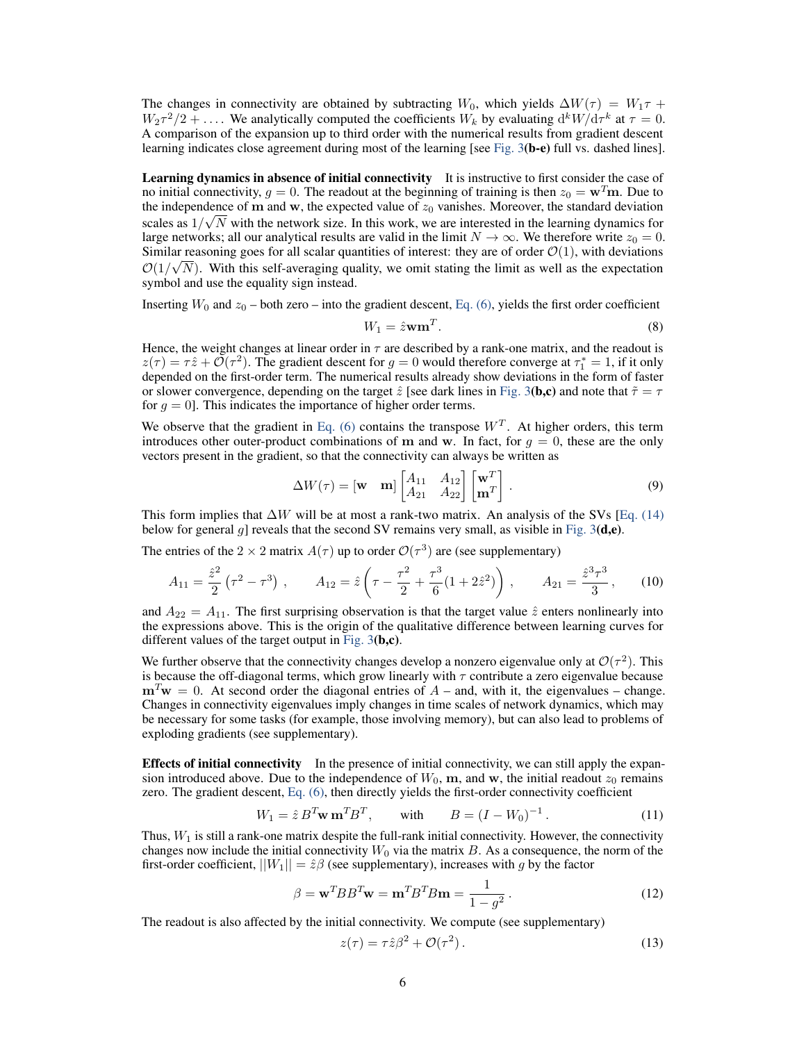The changes in connectivity are obtained by subtracting $W_0$, which yields $\Delta W(\tau) = W_1\tau + W_2\tau^2/2 + \ldots$. We analytically computed the coefficients $W_k$ by evaluating $\mathrm{d}^k W/\mathrm{d}\tau^k$ at $\tau = 0$. A comparison of the expansion up to third order with the numerical results from gradient descent learning indicates close agreement during most of the learning [see Fig. 3**(b-e)** full vs. dashed lines].

**Learning dynamics in absence of initial connectivity** It is instructive to first consider the case of no initial connectivity, $g = 0$. The readout at the beginning of training is then $z_0 = \mathbf{w}^T\mathbf{m}$. Due to the independence of $\mathbf{m}$ and $\mathbf{w}$, the expected value of $z_0$ vanishes. Moreover, the standard deviation scales as $1/\sqrt{N}$ with the network size. In this work, we are interested in the learning dynamics for large networks; all our analytical results are valid in the limit $N \to \infty$. We therefore write $z_0 = 0$. Similar reasoning goes for all scalar quantities of interest: they are of order $\mathcal{O}(1)$, with deviations $\mathcal{O}(1/\sqrt{N})$. With this self-averaging quality, we omit stating the limit as well as the expectation symbol and use the equality sign instead.

Inserting $W_0$ and $z_0$ – both zero – into the gradient descent, Eq. (6), yields the first order coefficient

$$W_1 = \hat{z}\mathbf{w}\mathbf{m}^T. \tag{8}$$

Hence, the weight changes at linear order in $\tau$ are described by a rank-one matrix, and the readout is $z(\tau) = \tau\hat{z} + \mathcal{O}(\tau^2)$. The gradient descent for $g = 0$ would therefore converge at $\tau_1^* = 1$, if it only depended on the first-order term. The numerical results already show deviations in the form of faster or slower convergence, depending on the target $\hat{z}$ [see dark lines in Fig. 3**(b,c)** and note that $\tilde{\tau} = \tau$ for $g = 0$]. This indicates the importance of higher order terms.

We observe that the gradient in Eq. (6) contains the transpose $W^T$. At higher orders, this term introduces other outer-product combinations of $\mathbf{m}$ and $\mathbf{w}$. In fact, for $g = 0$, these are the only vectors present in the gradient, so that the connectivity can always be written as

$$\Delta W(\tau) = \begin{bmatrix}\mathbf{w} & \mathbf{m}\end{bmatrix}\begin{bmatrix}A_{11} & A_{12}\\ A_{21} & A_{22}\end{bmatrix}\begin{bmatrix}\mathbf{w}^T\\ \mathbf{m}^T\end{bmatrix}. \tag{9}$$

This form implies that $\Delta W$ will be at most a rank-two matrix. An analysis of the SVs [Eq. (14) below for general $g$] reveals that the second SV remains very small, as visible in Fig. 3**(d,e)**.

The entries of the $2 \times 2$ matrix $A(\tau)$ up to order $\mathcal{O}(\tau^3)$ are (see supplementary)

$$A_{11} = \frac{\hat{z}^2}{2}\left(\tau^2 - \tau^3\right), \qquad A_{12} = \hat{z}\left(\tau - \frac{\tau^2}{2} + \frac{\tau^3}{6}(1 + 2\hat{z}^2)\right), \qquad A_{21} = \frac{\hat{z}^3\tau^3}{3}, \tag{10}$$

and $A_{22} = A_{11}$. The first surprising observation is that the target value $\hat{z}$ enters nonlinearly into the expressions above. This is the origin of the qualitative difference between learning curves for different values of the target output in Fig. 3**(b,c)**.

We further observe that the connectivity changes develop a nonzero eigenvalue only at $\mathcal{O}(\tau^2)$. This is because the off-diagonal terms, which grow linearly with $\tau$ contribute a zero eigenvalue because $\mathbf{m}^T\mathbf{w} = 0$. At second order the diagonal entries of $A$ – and, with it, the eigenvalues – change. Changes in connectivity eigenvalues imply changes in time scales of network dynamics, which may be necessary for some tasks (for example, those involving memory), but can also lead to problems of exploding gradients (see supplementary).

**Effects of initial connectivity** In the presence of initial connectivity, we can still apply the expansion introduced above. Due to the independence of $W_0$, $\mathbf{m}$, and $\mathbf{w}$, the initial readout $z_0$ remains zero. The gradient descent, Eq. (6), then directly yields the first-order connectivity coefficient

$$W_1 = \hat{z}\, B^T\mathbf{w}\,\mathbf{m}^T B^T, \qquad \text{with} \qquad B = (I - W_0)^{-1}. \tag{11}$$

Thus, $W_1$ is still a rank-one matrix despite the full-rank initial connectivity. However, the connectivity changes now include the initial connectivity $W_0$ via the matrix $B$. As a consequence, the norm of the first-order coefficient, $||W_1|| = \hat{z}\beta$ (see supplementary), increases with $g$ by the factor

$$\beta = \mathbf{w}^T B B^T \mathbf{w} = \mathbf{m}^T B^T B \mathbf{m} = \frac{1}{1 - g^2}. \tag{12}$$

The readout is also affected by the initial connectivity. We compute (see supplementary)

$$z(\tau) = \tau\hat{z}\beta^2 + \mathcal{O}(\tau^2). \tag{13}$$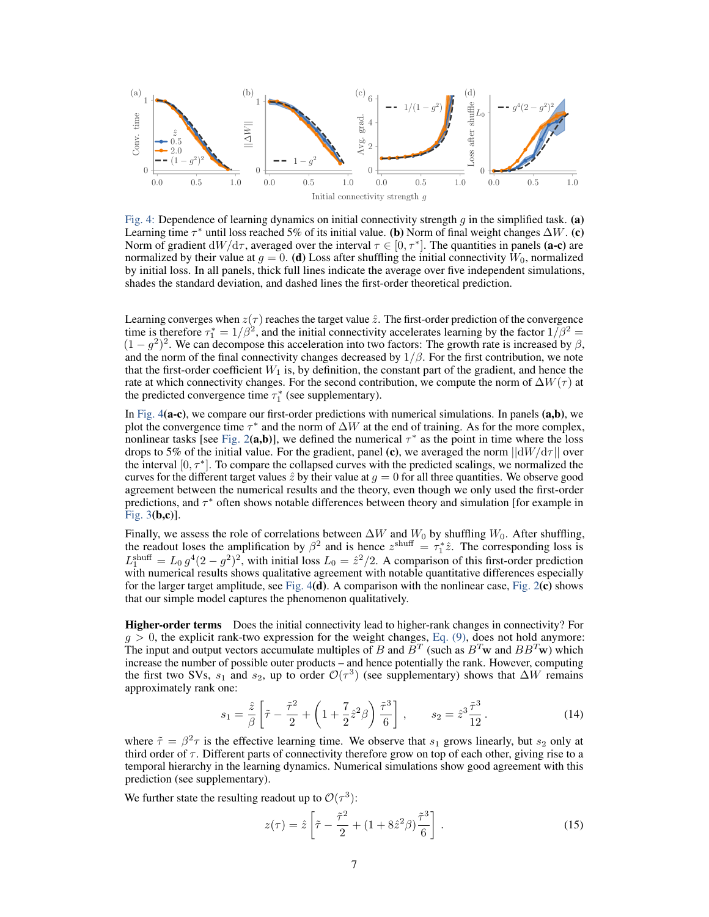Fig. 4: Dependence of learning dynamics on initial connectivity strength $g$ in the simplified task. **(a)** Learning time $\tau^*$ until loss reached 5% of its initial value. **(b)** Norm of final weight changes $\Delta W$. **(c)** Norm of gradient $\mathrm{d}W/\mathrm{d}\tau$, averaged over the interval $\tau \in [0, \tau^*]$. The quantities in panels **(a-c)** are normalized by their value at $g = 0$. **(d)** Loss after shuffling the initial connectivity $W_0$, normalized by initial loss. In all panels, thick full lines indicate the average over five independent simulations, shades the standard deviation, and dashed lines the first-order theoretical prediction.

Learning converges when $z(\tau)$ reaches the target value $\hat{z}$. The first-order prediction of the convergence time is therefore $\tau_1^* = 1/\beta^2$, and the initial connectivity accelerates learning by the factor $1/\beta^2 = (1-g^2)^2$. We can decompose this acceleration into two factors: The growth rate is increased by $\beta$, and the norm of the final connectivity changes decreased by $1/\beta$. For the first contribution, we note that the first-order coefficient $W_1$ is, by definition, the constant part of the gradient, and hence the rate at which connectivity changes. For the second contribution, we compute the norm of $\Delta W(\tau)$ at the predicted convergence time $\tau_1^*$ (see supplementary).

In Fig. 4**(a-c)**, we compare our first-order predictions with numerical simulations. In panels **(a,b)**, we plot the convergence time $\tau^*$ and the norm of $\Delta W$ at the end of training. As for the more complex, nonlinear tasks [see Fig. 2**(a,b)**], we defined the numerical $\tau^*$ as the point in time where the loss drops to 5% of the initial value. For the gradient, panel **(c)**, we averaged the norm $||\mathrm{d}W/\mathrm{d}\tau||$ over the interval $[0, \tau^*]$. To compare the collapsed curves with the predicted scalings, we normalized the curves for the different target values $\hat{z}$ by their value at $g = 0$ for all three quantities. We observe good agreement between the numerical results and the theory, even though we only used the first-order predictions, and $\tau^*$ often shows notable differences between theory and simulation [for example in Fig. 3**(b,c)**].

Finally, we assess the role of correlations between $\Delta W$ and $W_0$ by shuffling $W_0$. After shuffling, the readout loses the amplification by $\beta^2$ and is hence $z^{\text{shuff}} = \tau_1^* \hat{z}$. The corresponding loss is $L_1^{\text{shuff}} = L_0\, g^4(2-g^2)^2$, with initial loss $L_0 = \hat{z}^2/2$. A comparison of this first-order prediction with numerical results shows qualitative agreement with notable quantitative differences especially for the larger target amplitude, see Fig. 4**(d)**. A comparison with the nonlinear case, Fig. 2**(c)** shows that our simple model captures the phenomenon qualitatively.

**Higher-order terms** Does the initial connectivity lead to higher-rank changes in connectivity? For $g > 0$, the explicit rank-two expression for the weight changes, Eq. (9), does not hold anymore: The input and output vectors accumulate multiples of $B$ and $B^T$ (such as $B^T\mathbf{w}$ and $BB^T\mathbf{w}$) which increase the number of possible outer products – and hence potentially the rank. However, computing the first two SVs, $s_1$ and $s_2$, up to order $\mathcal{O}(\tau^3)$ (see supplementary) shows that $\Delta W$ remains approximately rank one:

$$s_1 = \frac{\hat{z}}{\beta}\left[\tilde{\tau} - \frac{\tilde{\tau}^2}{2} + \left(1 + \frac{7}{2}\hat{z}^2\beta\right)\frac{\tilde{\tau}^3}{6}\right], \qquad s_2 = \hat{z}^3\frac{\tilde{\tau}^3}{12}. \tag{14}$$

where $\tilde{\tau} = \beta^2\tau$ is the effective learning time. We observe that $s_1$ grows linearly, but $s_2$ only at third order of $\tau$. Different parts of connectivity therefore grow on top of each other, giving rise to a temporal hierarchy in the learning dynamics. Numerical simulations show good agreement with this prediction (see supplementary).

We further state the resulting readout up to $\mathcal{O}(\tau^3)$:

$$z(\tau) = \hat{z}\left[\tilde{\tau} - \frac{\tilde{\tau}^2}{2} + (1 + 8\hat{z}^2\beta)\frac{\tilde{\tau}^3}{6}\right]. \tag{15}$$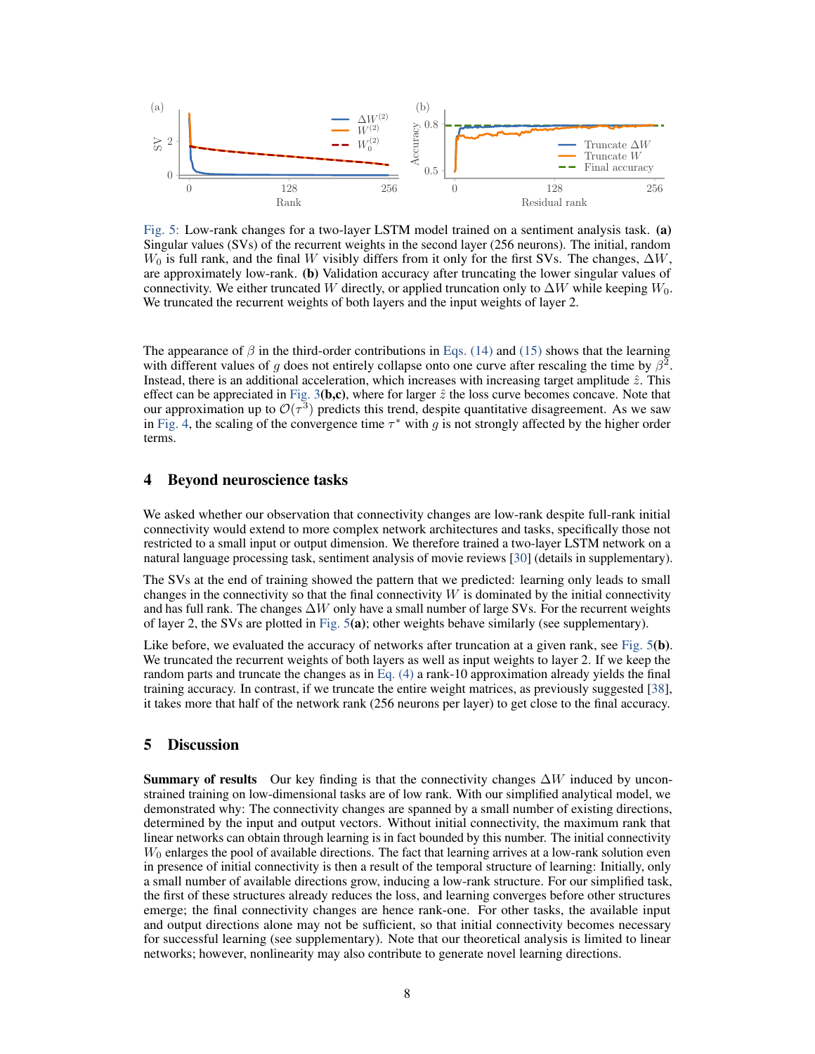Fig. 5: Low-rank changes for a two-layer LSTM model trained on a sentiment analysis task. **(a)** Singular values (SVs) of the recurrent weights in the second layer (256 neurons). The initial, random $W_0$ is full rank, and the final $W$ visibly differs from it only for the first SVs. The changes, $\Delta W$, are approximately low-rank. **(b)** Validation accuracy after truncating the lower singular values of connectivity. We either truncated $W$ directly, or applied truncation only to $\Delta W$ while keeping $W_0$. We truncated the recurrent weights of both layers and the input weights of layer 2.

The appearance of $\beta$ in the third-order contributions in Eqs. (14) and (15) shows that the learning with different values of $g$ does not entirely collapse onto one curve after rescaling the time by $\beta^2$. Instead, there is an additional acceleration, which increases with increasing target amplitude $\hat{z}$. This effect can be appreciated in Fig. 3**(b,c)**, where for larger $\hat{z}$ the loss curve becomes concave. Note that our approximation up to $\mathcal{O}(\tau^3)$ predicts this trend, despite quantitative disagreement. As we saw in Fig. 4, the scaling of the convergence time $\tau^*$ with $g$ is not strongly affected by the higher order terms.

## 4 Beyond neuroscience tasks

We asked whether our observation that connectivity changes are low-rank despite full-rank initial connectivity would extend to more complex network architectures and tasks, specifically those not restricted to a small input or output dimension. We therefore trained a two-layer LSTM network on a natural language processing task, sentiment analysis of movie reviews [30] (details in supplementary).

The SVs at the end of training showed the pattern that we predicted: learning only leads to small changes in the connectivity so that the final connectivity $W$ is dominated by the initial connectivity and has full rank. The changes $\Delta W$ only have a small number of large SVs. For the recurrent weights of layer 2, the SVs are plotted in Fig. 5**(a)**; other weights behave similarly (see supplementary).

Like before, we evaluated the accuracy of networks after truncation at a given rank, see Fig. 5**(b)**. We truncated the recurrent weights of both layers as well as input weights to layer 2. If we keep the random parts and truncate the changes as in Eq. (4) a rank-10 approximation already yields the final training accuracy. In contrast, if we truncate the entire weight matrices, as previously suggested [38], it takes more that half of the network rank (256 neurons per layer) to get close to the final accuracy.

## 5 Discussion

**Summary of results** Our key finding is that the connectivity changes $\Delta W$ induced by unconstrained training on low-dimensional tasks are of low rank. With our simplified analytical model, we demonstrated why: The connectivity changes are spanned by a small number of existing directions, determined by the input and output vectors. Without initial connectivity, the maximum rank that linear networks can obtain through learning is in fact bounded by this number. The initial connectivity $W_0$ enlarges the pool of available directions. The fact that learning arrives at a low-rank solution even in presence of initial connectivity is then a result of the temporal structure of learning: Initially, only a small number of available directions grow, inducing a low-rank structure. For our simplified task, the first of these structures already reduces the loss, and learning converges before other structures emerge; the final connectivity changes are hence rank-one. For other tasks, the available input and output directions alone may not be sufficient, so that initial connectivity becomes necessary for successful learning (see supplementary). Note that our theoretical analysis is limited to linear networks; however, nonlinearity may also contribute to generate novel learning directions.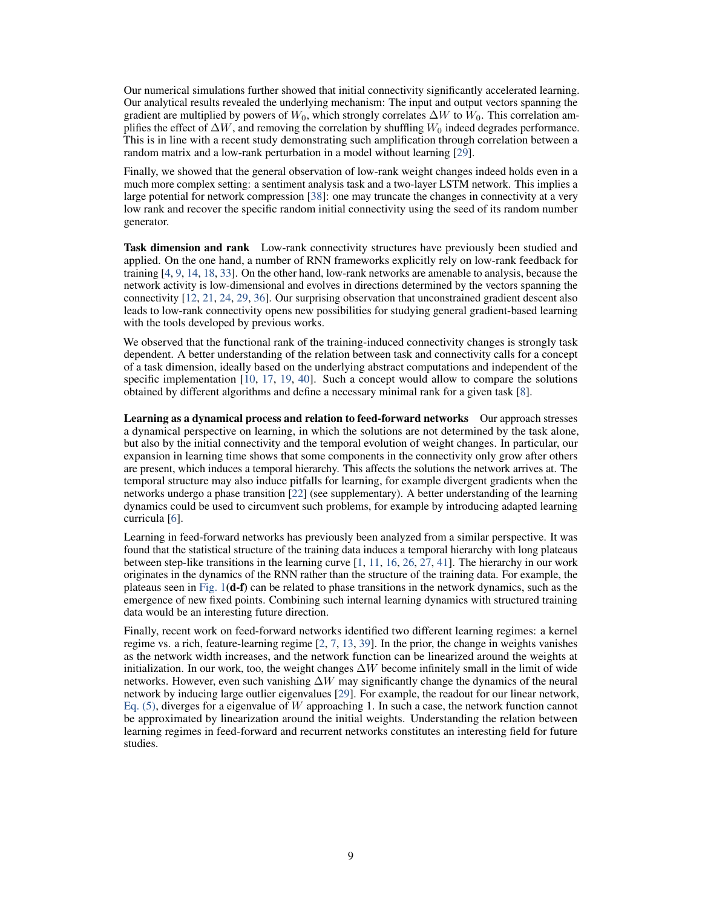Our numerical simulations further showed that initial connectivity significantly accelerated learning. Our analytical results revealed the underlying mechanism: The input and output vectors spanning the gradient are multiplied by powers of $W_0$, which strongly correlates $\Delta W$ to $W_0$. This correlation amplifies the effect of $\Delta W$, and removing the correlation by shuffling $W_0$ indeed degrades performance. This is in line with a recent study demonstrating such amplification through correlation between a random matrix and a low-rank perturbation in a model without learning [29].

Finally, we showed that the general observation of low-rank weight changes indeed holds even in a much more complex setting: a sentiment analysis task and a two-layer LSTM network. This implies a large potential for network compression [38]: one may truncate the changes in connectivity at a very low rank and recover the specific random initial connectivity using the seed of its random number generator.

**Task dimension and rank** Low-rank connectivity structures have previously been studied and applied. On the one hand, a number of RNN frameworks explicitly rely on low-rank feedback for training [4, 9, 14, 18, 33]. On the other hand, low-rank networks are amenable to analysis, because the network activity is low-dimensional and evolves in directions determined by the vectors spanning the connectivity [12, 21, 24, 29, 36]. Our surprising observation that unconstrained gradient descent also leads to low-rank connectivity opens new possibilities for studying general gradient-based learning with the tools developed by previous works.

We observed that the functional rank of the training-induced connectivity changes is strongly task dependent. A better understanding of the relation between task and connectivity calls for a concept of a task dimension, ideally based on the underlying abstract computations and independent of the specific implementation [10, 17, 19, 40]. Such a concept would allow to compare the solutions obtained by different algorithms and define a necessary minimal rank for a given task [8].

**Learning as a dynamical process and relation to feed-forward networks** Our approach stresses a dynamical perspective on learning, in which the solutions are not determined by the task alone, but also by the initial connectivity and the temporal evolution of weight changes. In particular, our expansion in learning time shows that some components in the connectivity only grow after others are present, which induces a temporal hierarchy. This affects the solutions the network arrives at. The temporal structure may also induce pitfalls for learning, for example divergent gradients when the networks undergo a phase transition [22] (see supplementary). A better understanding of the learning dynamics could be used to circumvent such problems, for example by introducing adapted learning curricula [6].

Learning in feed-forward networks has previously been analyzed from a similar perspective. It was found that the statistical structure of the training data induces a temporal hierarchy with long plateaus between step-like transitions in the learning curve [1, 11, 16, 26, 27, 41]. The hierarchy in our work originates in the dynamics of the RNN rather than the structure of the training data. For example, the plateaus seen in Fig. 1**(d-f)** can be related to phase transitions in the network dynamics, such as the emergence of new fixed points. Combining such internal learning dynamics with structured training data would be an interesting future direction.

Finally, recent work on feed-forward networks identified two different learning regimes: a kernel regime vs. a rich, feature-learning regime [2, 7, 13, 39]. In the prior, the change in weights vanishes as the network width increases, and the network function can be linearized around the weights at initialization. In our work, too, the weight changes $\Delta W$ become infinitely small in the limit of wide networks. However, even such vanishing $\Delta W$ may significantly change the dynamics of the neural network by inducing large outlier eigenvalues [29]. For example, the readout for our linear network, Eq. (5), diverges for a eigenvalue of $W$ approaching 1. In such a case, the network function cannot be approximated by linearization around the initial weights. Understanding the relation between learning regimes in feed-forward and recurrent networks constitutes an interesting field for future studies.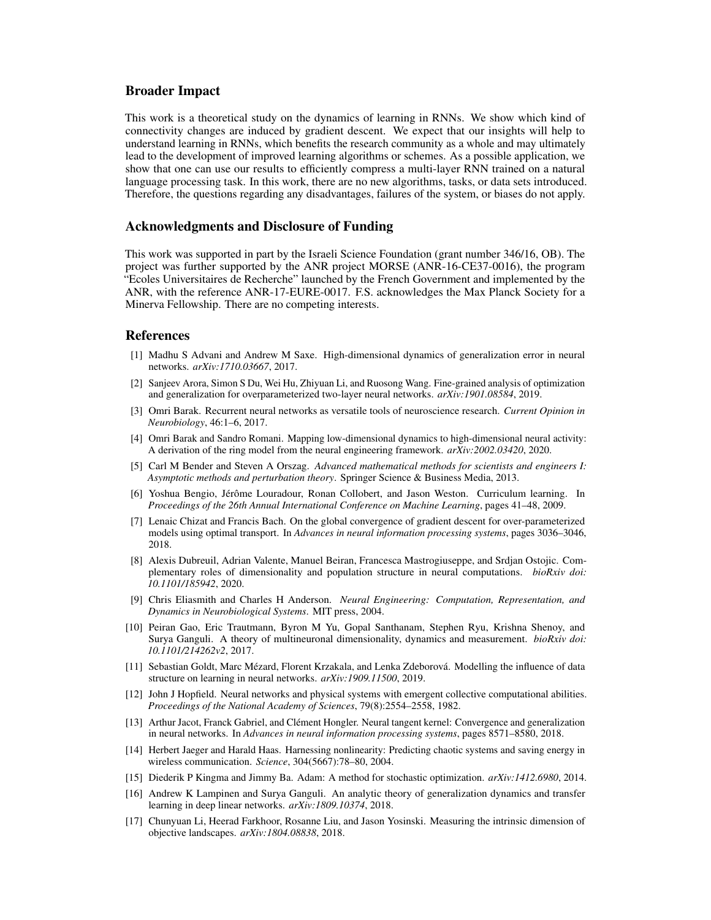## Broader Impact

This work is a theoretical study on the dynamics of learning in RNNs. We show which kind of connectivity changes are induced by gradient descent. We expect that our insights will help to understand learning in RNNs, which benefits the research community as a whole and may ultimately lead to the development of improved learning algorithms or schemes. As a possible application, we show that one can use our results to efficiently compress a multi-layer RNN trained on a natural language processing task. In this work, there are no new algorithms, tasks, or data sets introduced. Therefore, the questions regarding any disadvantages, failures of the system, or biases do not apply.

## Acknowledgments and Disclosure of Funding

This work was supported in part by the Israeli Science Foundation (grant number 346/16, OB). The project was further supported by the ANR project MORSE (ANR-16-CE37-0016), the program "Ecoles Universitaires de Recherche" launched by the French Government and implemented by the ANR, with the reference ANR-17-EURE-0017. F.S. acknowledges the Max Planck Society for a Minerva Fellowship. There are no competing interests.

## References

[1] Madhu S Advani and Andrew M Saxe. High-dimensional dynamics of generalization error in neural networks. *arXiv:1710.03667*, 2017.

[2] Sanjeev Arora, Simon S Du, Wei Hu, Zhiyuan Li, and Ruosong Wang. Fine-grained analysis of optimization and generalization for overparameterized two-layer neural networks. *arXiv:1901.08584*, 2019.

[3] Omri Barak. Recurrent neural networks as versatile tools of neuroscience research. *Current Opinion in Neurobiology*, 46:1–6, 2017.

[4] Omri Barak and Sandro Romani. Mapping low-dimensional dynamics to high-dimensional neural activity: A derivation of the ring model from the neural engineering framework. *arXiv:2002.03420*, 2020.

[5] Carl M Bender and Steven A Orszag. *Advanced mathematical methods for scientists and engineers I: Asymptotic methods and perturbation theory*. Springer Science & Business Media, 2013.

[6] Yoshua Bengio, Jérôme Louradour, Ronan Collobert, and Jason Weston. Curriculum learning. In *Proceedings of the 26th Annual International Conference on Machine Learning*, pages 41–48, 2009.

[7] Lenaic Chizat and Francis Bach. On the global convergence of gradient descent for over-parameterized models using optimal transport. In *Advances in neural information processing systems*, pages 3036–3046, 2018.

[8] Alexis Dubreuil, Adrian Valente, Manuel Beiran, Francesca Mastrogiuseppe, and Srdjan Ostojic. Complementary roles of dimensionality and population structure in neural computations. *bioRxiv doi: 10.1101/185942*, 2020.

[9] Chris Eliasmith and Charles H Anderson. *Neural Engineering: Computation, Representation, and Dynamics in Neurobiological Systems*. MIT press, 2004.

[10] Peiran Gao, Eric Trautmann, Byron M Yu, Gopal Santhanam, Stephen Ryu, Krishna Shenoy, and Surya Ganguli. A theory of multineuronal dimensionality, dynamics and measurement. *bioRxiv doi: 10.1101/214262v2*, 2017.

[11] Sebastian Goldt, Marc Mézard, Florent Krzakala, and Lenka Zdeborová. Modelling the influence of data structure on learning in neural networks. *arXiv:1909.11500*, 2019.

[12] John J Hopfield. Neural networks and physical systems with emergent collective computational abilities. *Proceedings of the National Academy of Sciences*, 79(8):2554–2558, 1982.

[13] Arthur Jacot, Franck Gabriel, and Clément Hongler. Neural tangent kernel: Convergence and generalization in neural networks. In *Advances in neural information processing systems*, pages 8571–8580, 2018.

[14] Herbert Jaeger and Harald Haas. Harnessing nonlinearity: Predicting chaotic systems and saving energy in wireless communication. *Science*, 304(5667):78–80, 2004.

[15] Diederik P Kingma and Jimmy Ba. Adam: A method for stochastic optimization. *arXiv:1412.6980*, 2014.

[16] Andrew K Lampinen and Surya Ganguli. An analytic theory of generalization dynamics and transfer learning in deep linear networks. *arXiv:1809.10374*, 2018.

[17] Chunyuan Li, Heerad Farkhoor, Rosanne Liu, and Jason Yosinski. Measuring the intrinsic dimension of objective landscapes. *arXiv:1804.08838*, 2018.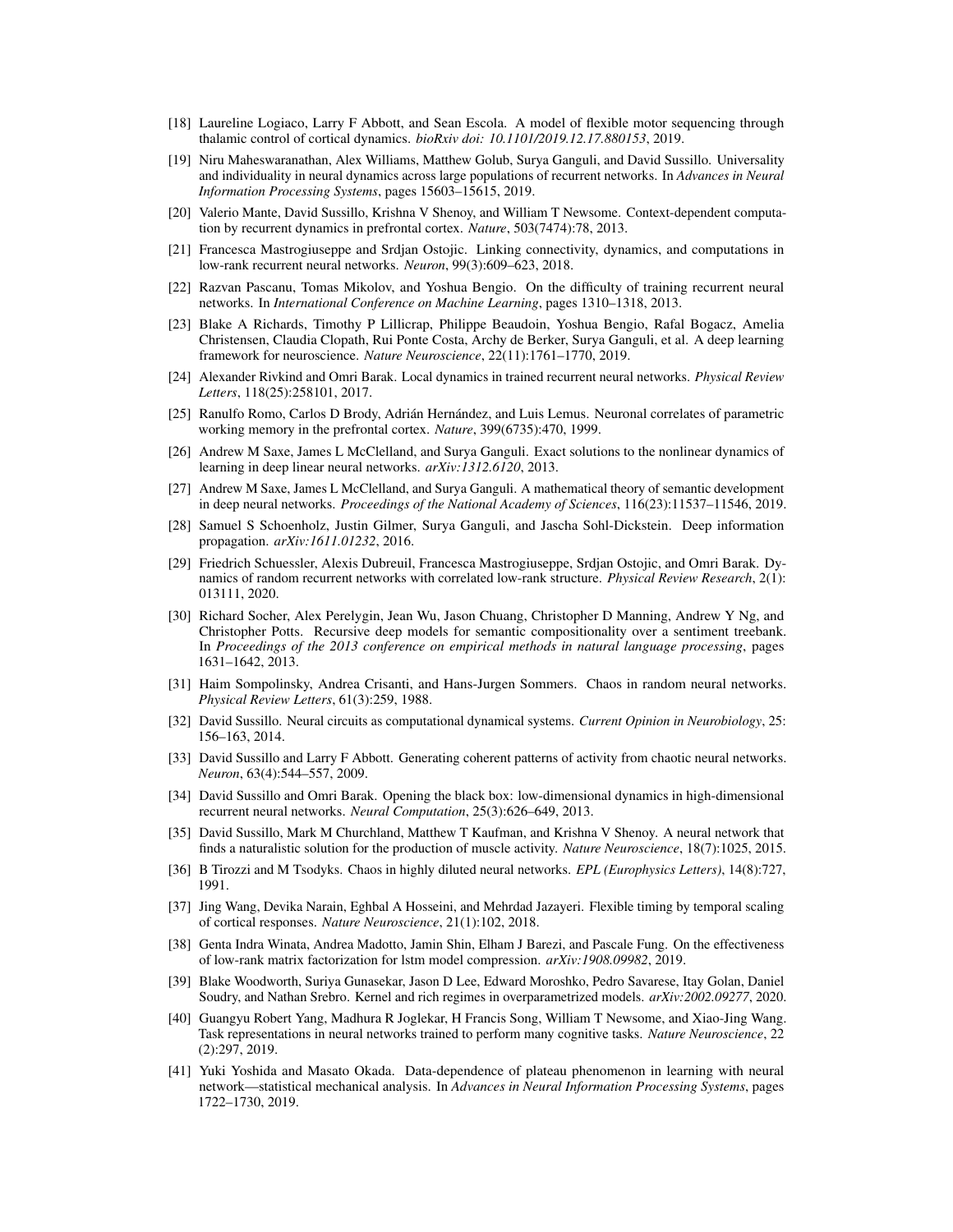[18] Laureline Logiaco, Larry F Abbott, and Sean Escola. A model of flexible motor sequencing through thalamic control of cortical dynamics. *bioRxiv doi: 10.1101/2019.12.17.880153*, 2019.

[19] Niru Maheswaranathan, Alex Williams, Matthew Golub, Surya Ganguli, and David Sussillo. Universality and individuality in neural dynamics across large populations of recurrent networks. In *Advances in Neural Information Processing Systems*, pages 15603–15615, 2019.

[20] Valerio Mante, David Sussillo, Krishna V Shenoy, and William T Newsome. Context-dependent computation by recurrent dynamics in prefrontal cortex. *Nature*, 503(7474):78, 2013.

[21] Francesca Mastrogiuseppe and Srdjan Ostojic. Linking connectivity, dynamics, and computations in low-rank recurrent neural networks. *Neuron*, 99(3):609–623, 2018.

[22] Razvan Pascanu, Tomas Mikolov, and Yoshua Bengio. On the difficulty of training recurrent neural networks. In *International Conference on Machine Learning*, pages 1310–1318, 2013.

[23] Blake A Richards, Timothy P Lillicrap, Philippe Beaudoin, Yoshua Bengio, Rafal Bogacz, Amelia Christensen, Claudia Clopath, Rui Ponte Costa, Archy de Berker, Surya Ganguli, et al. A deep learning framework for neuroscience. *Nature Neuroscience*, 22(11):1761–1770, 2019.

[24] Alexander Rivkind and Omri Barak. Local dynamics in trained recurrent neural networks. *Physical Review Letters*, 118(25):258101, 2017.

[25] Ranulfo Romo, Carlos D Brody, Adrián Hernández, and Luis Lemus. Neuronal correlates of parametric working memory in the prefrontal cortex. *Nature*, 399(6735):470, 1999.

[26] Andrew M Saxe, James L McClelland, and Surya Ganguli. Exact solutions to the nonlinear dynamics of learning in deep linear neural networks. *arXiv:1312.6120*, 2013.

[27] Andrew M Saxe, James L McClelland, and Surya Ganguli. A mathematical theory of semantic development in deep neural networks. *Proceedings of the National Academy of Sciences*, 116(23):11537–11546, 2019.

[28] Samuel S Schoenholz, Justin Gilmer, Surya Ganguli, and Jascha Sohl-Dickstein. Deep information propagation. *arXiv:1611.01232*, 2016.

[29] Friedrich Schuessler, Alexis Dubreuil, Francesca Mastrogiuseppe, Srdjan Ostojic, and Omri Barak. Dynamics of random recurrent networks with correlated low-rank structure. *Physical Review Research*, 2(1): 013111, 2020.

[30] Richard Socher, Alex Perelygin, Jean Wu, Jason Chuang, Christopher D Manning, Andrew Y Ng, and Christopher Potts. Recursive deep models for semantic compositionality over a sentiment treebank. In *Proceedings of the 2013 conference on empirical methods in natural language processing*, pages 1631–1642, 2013.

[31] Haim Sompolinsky, Andrea Crisanti, and Hans-Jurgen Sommers. Chaos in random neural networks. *Physical Review Letters*, 61(3):259, 1988.

[32] David Sussillo. Neural circuits as computational dynamical systems. *Current Opinion in Neurobiology*, 25: 156–163, 2014.

[33] David Sussillo and Larry F Abbott. Generating coherent patterns of activity from chaotic neural networks. *Neuron*, 63(4):544–557, 2009.

[34] David Sussillo and Omri Barak. Opening the black box: low-dimensional dynamics in high-dimensional recurrent neural networks. *Neural Computation*, 25(3):626–649, 2013.

[35] David Sussillo, Mark M Churchland, Matthew T Kaufman, and Krishna V Shenoy. A neural network that finds a naturalistic solution for the production of muscle activity. *Nature Neuroscience*, 18(7):1025, 2015.

[36] B Tirozzi and M Tsodyks. Chaos in highly diluted neural networks. *EPL (Europhysics Letters)*, 14(8):727, 1991.

[37] Jing Wang, Devika Narain, Eghbal A Hosseini, and Mehrdad Jazayeri. Flexible timing by temporal scaling of cortical responses. *Nature Neuroscience*, 21(1):102, 2018.

[38] Genta Indra Winata, Andrea Madotto, Jamin Shin, Elham J Barezi, and Pascale Fung. On the effectiveness of low-rank matrix factorization for lstm model compression. *arXiv:1908.09982*, 2019.

[39] Blake Woodworth, Suriya Gunasekar, Jason D Lee, Edward Moroshko, Pedro Savarese, Itay Golan, Daniel Soudry, and Nathan Srebro. Kernel and rich regimes in overparametrized models. *arXiv:2002.09277*, 2020.

[40] Guangyu Robert Yang, Madhura R Joglekar, H Francis Song, William T Newsome, and Xiao-Jing Wang. Task representations in neural networks trained to perform many cognitive tasks. *Nature Neuroscience*, 22 (2):297, 2019.

[41] Yuki Yoshida and Masato Okada. Data-dependence of plateau phenomenon in learning with neural network—statistical mechanical analysis. In *Advances in Neural Information Processing Systems*, pages 1722–1730, 2019.